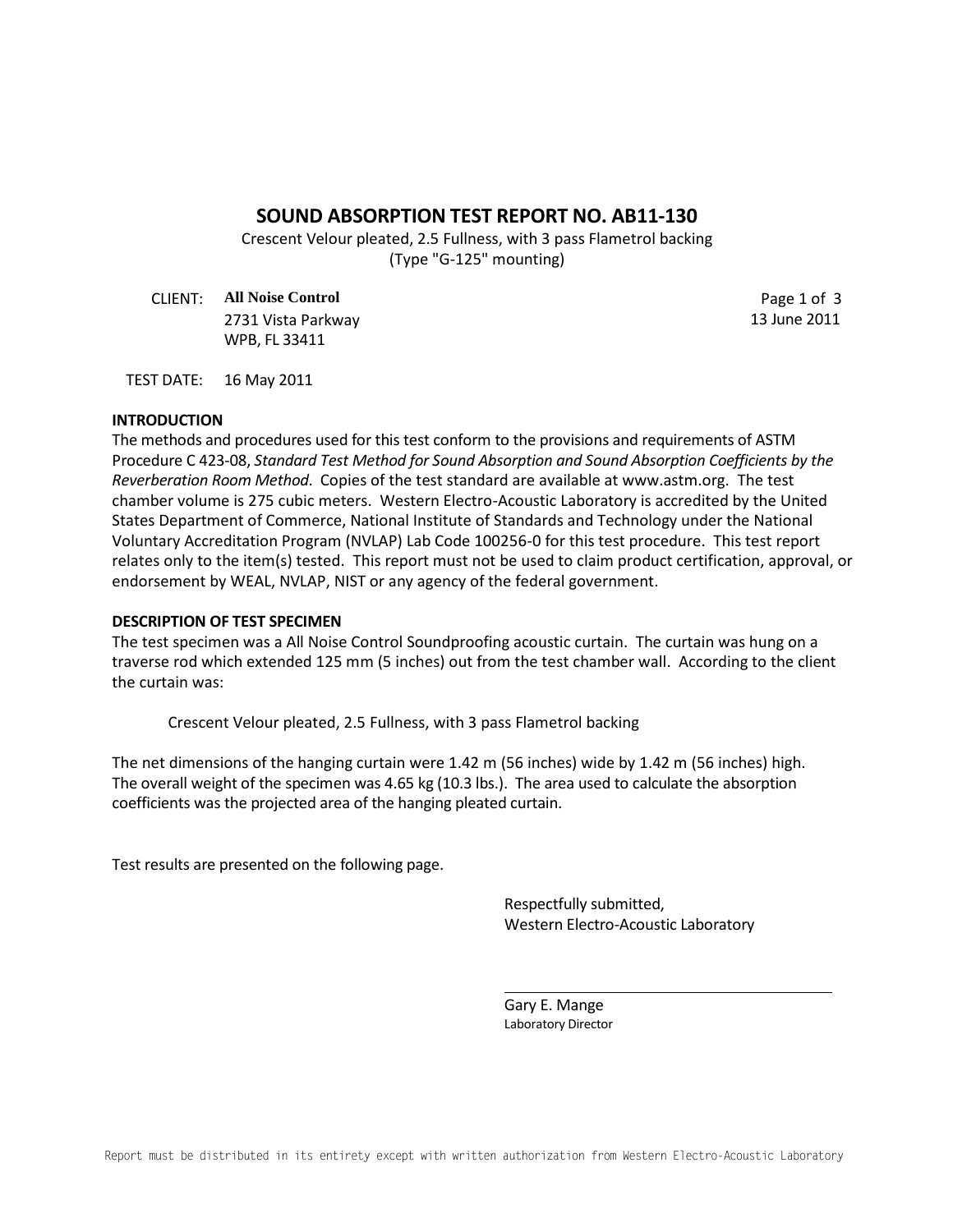# SOUND ABSORPTION TEST REPORT NO. AB11-130

Crescent Velour pleated, 2.5 Fullness, with 3 pass Flametrol backing
(Type "G-125" mounting)

CLIENT: **All Noise Control**
2731 Vista Parkway
WPB, FL 33411

13 June 2011

TEST DATE: 16 May 2011

**INTRODUCTION**

The methods and procedures used for this test conform to the provisions and requirements of ASTM Procedure C 423-08, *Standard Test Method for Sound Absorption and Sound Absorption Coefficients by the Reverberation Room Method*. Copies of the test standard are available at www.astm.org. The test chamber volume is 275 cubic meters. Western Electro-Acoustic Laboratory is accredited by the United States Department of Commerce, National Institute of Standards and Technology under the National Voluntary Accreditation Program (NVLAP) Lab Code 100256-0 for this test procedure. This test report relates only to the item(s) tested. This report must not be used to claim product certification, approval, or endorsement by WEAL, NVLAP, NIST or any agency of the federal government.

**DESCRIPTION OF TEST SPECIMEN**

The test specimen was a All Noise Control Soundproofing acoustic curtain. The curtain was hung on a traverse rod which extended 125 mm (5 inches) out from the test chamber wall. According to the client the curtain was:

Crescent Velour pleated, 2.5 Fullness, with 3 pass Flametrol backing

The net dimensions of the hanging curtain were 1.42 m (56 inches) wide by 1.42 m (56 inches) high. The overall weight of the specimen was 4.65 kg (10.3 lbs.). The area used to calculate the absorption coefficients was the projected area of the hanging pleated curtain.

Test results are presented on the following page.

Respectfully submitted,
Western Electro-Acoustic Laboratory

Gary E. Mange
Laboratory Director

Report must be distributed in its entirety except with written authorization from Western Electro-Acoustic Laboratory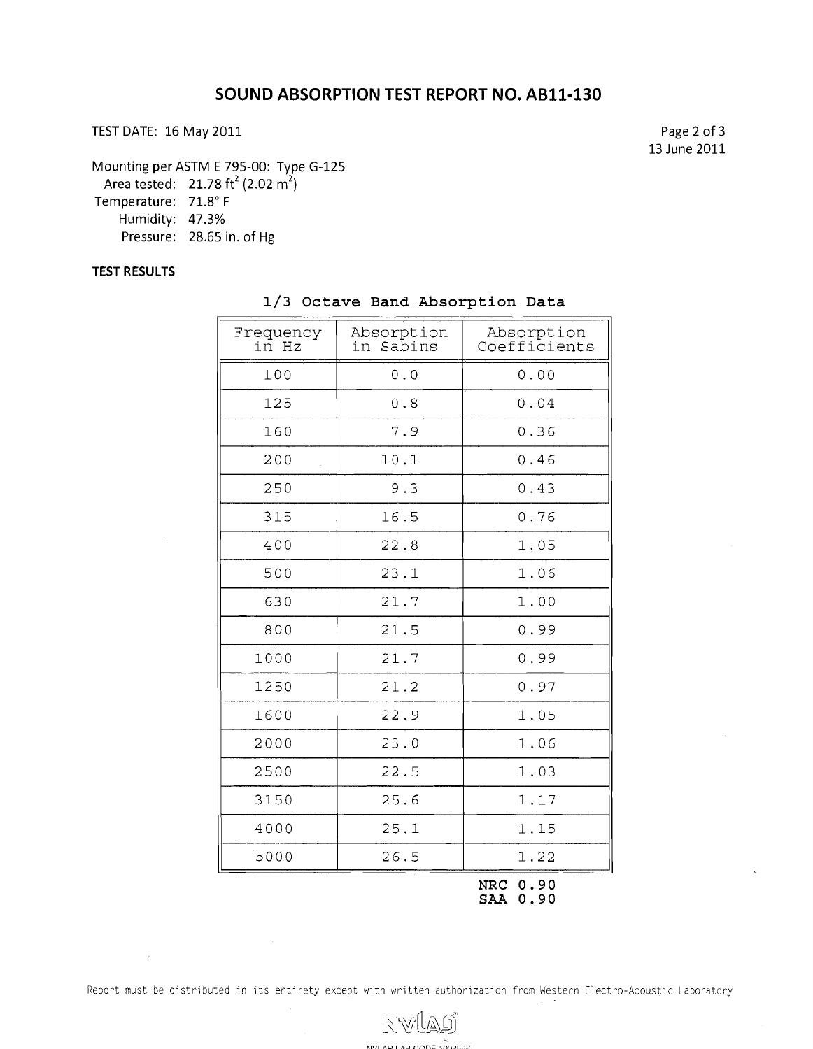# SOUND ABSORPTION TEST REPORT NO. AB11-130

TEST DATE: 16 May 2011

13 June 2011

Mounting per ASTM E 795-00: Type G-125
Area tested: 21.78 $ft^2$ (2.02 $m^2$)
Temperature: 71.8° F
Humidity: 47.3%
Pressure: 28.65 in. of Hg

**TEST RESULTS**

**1/3 Octave Band Absorption Data**

| Frequency in Hz | Absorption in Sabins | Absorption Coefficients |
|---|---|---|
| 100 | 0.0 | 0.00 |
| 125 | 0.8 | 0.04 |
| 160 | 7.9 | 0.36 |
| 200 | 10.1 | 0.46 |
| 250 | 9.3 | 0.43 |
| 315 | 16.5 | 0.76 |
| 400 | 22.8 | 1.05 |
| 500 | 23.1 | 1.06 |
| 630 | 21.7 | 1.00 |
| 800 | 21.5 | 0.99 |
| 1000 | 21.7 | 0.99 |
| 1250 | 21.2 | 0.97 |
| 1600 | 22.9 | 1.05 |
| 2000 | 23.0 | 1.06 |
| 2500 | 22.5 | 1.03 |
| 3150 | 25.6 | 1.17 |
| 4000 | 25.1 | 1.15 |
| 5000 | 26.5 | 1.22 |

**NRC 0.90**
**SAA 0.90**

Report must be distributed in its entirety except with written authorization from Western Electro-Acoustic Laboratory

NVLAP LAB CODE 100256-0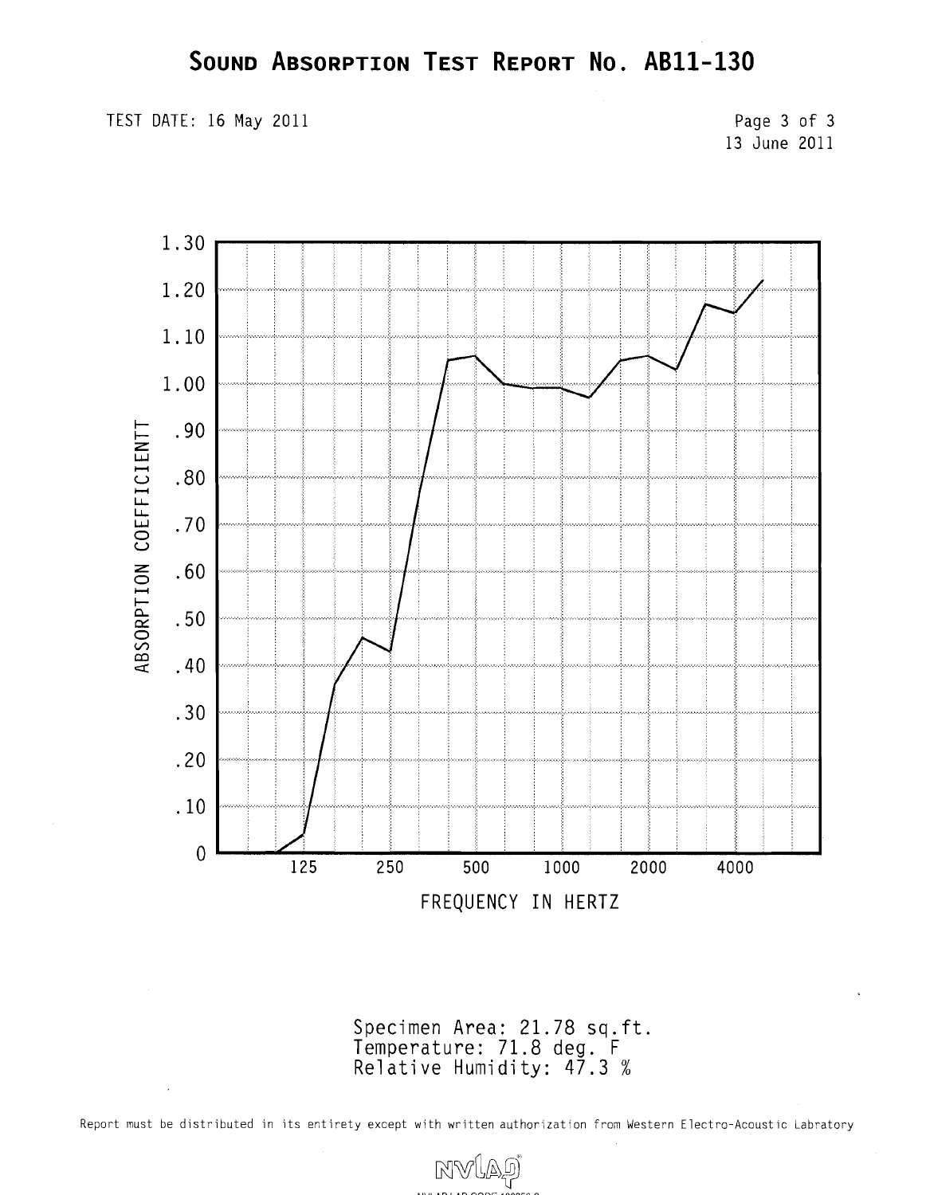# Sound Absorption Test Report No. AB11-130

TEST DATE: 16 May 2011

13 June 2011

ABSORPTION COEFFICIENTT

1.30
1.20
1.10
1.00
.90
.80
.70
.60
.50
.40
.30
.20
.10
0

125 250 500 1000 2000 4000

FREQUENCY IN HERTZ

Specimen Area: 21.78 sq.ft.
Temperature: 71.8 deg. F
Relative Humidity: 47.3 %

Report must be distributed in its entirety except with written authorization from Western Electro-Acoustic Labratory